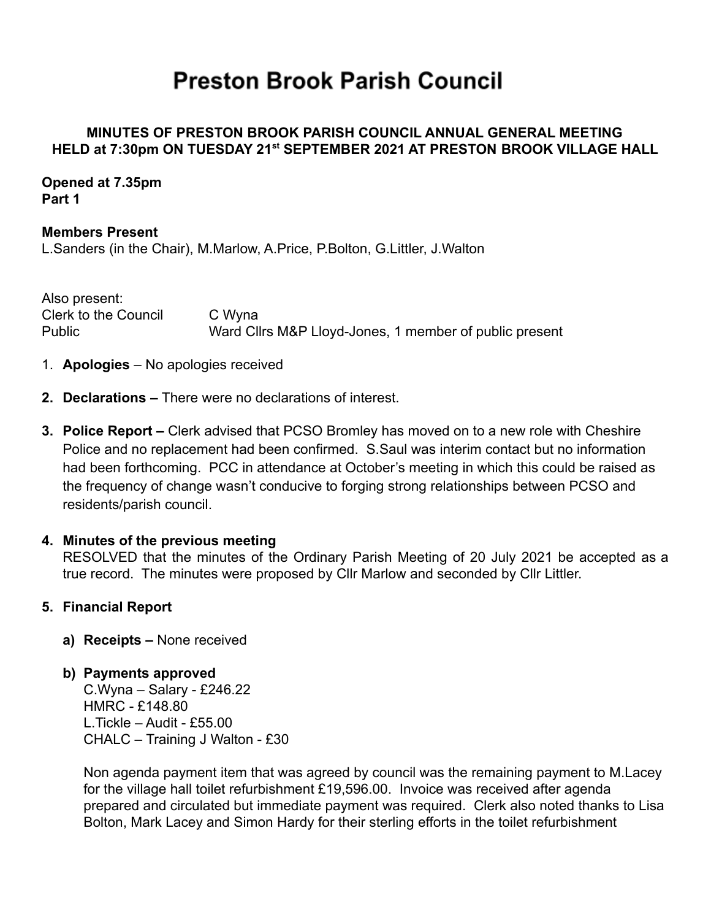# Preston Brook Parish Council

**MINUTES OF PRESTON BROOK PARISH COUNCIL ANNUAL GENERAL MEETING HELD at 7:30pm ON TUESDAY 21st SEPTEMBER 2021 AT PRESTON BROOK VILLAGE HALL**

**Opened at 7.35pm**
**Part 1**

**Members Present**
L.Sanders (in the Chair), M.Marlow, A.Price, P.Bolton, G.Littler, J.Walton

Also present:

| | |
|---|---|
| Clerk to the Council | C Wyna |
| Public | Ward Cllrs M&P Lloyd-Jones, 1 member of public present |

1. **Apologies** – No apologies received
2. **Declarations –** There were no declarations of interest.
3. **Police Report –** Clerk advised that PCSO Bromley has moved on to a new role with Cheshire Police and no replacement had been confirmed. S.Saul was interim contact but no information had been forthcoming. PCC in attendance at October's meeting in which this could be raised as the frequency of change wasn't conducive to forging strong relationships between PCSO and residents/parish council.
4. **Minutes of the previous meeting**
   RESOLVED that the minutes of the Ordinary Parish Meeting of 20 July 2021 be accepted as a true record. The minutes were proposed by Cllr Marlow and seconded by Cllr Littler.
5. **Financial Report**
   a) **Receipts –** None received
   b) **Payments approved**
      C.Wyna – Salary - £246.22
      HMRC - £148.80
      L.Tickle – Audit - £55.00
      CHALC – Training J Walton - £30

      Non agenda payment item that was agreed by council was the remaining payment to M.Lacey for the village hall toilet refurbishment £19,596.00. Invoice was received after agenda prepared and circulated but immediate payment was required. Clerk also noted thanks to Lisa Bolton, Mark Lacey and Simon Hardy for their sterling efforts in the toilet refurbishment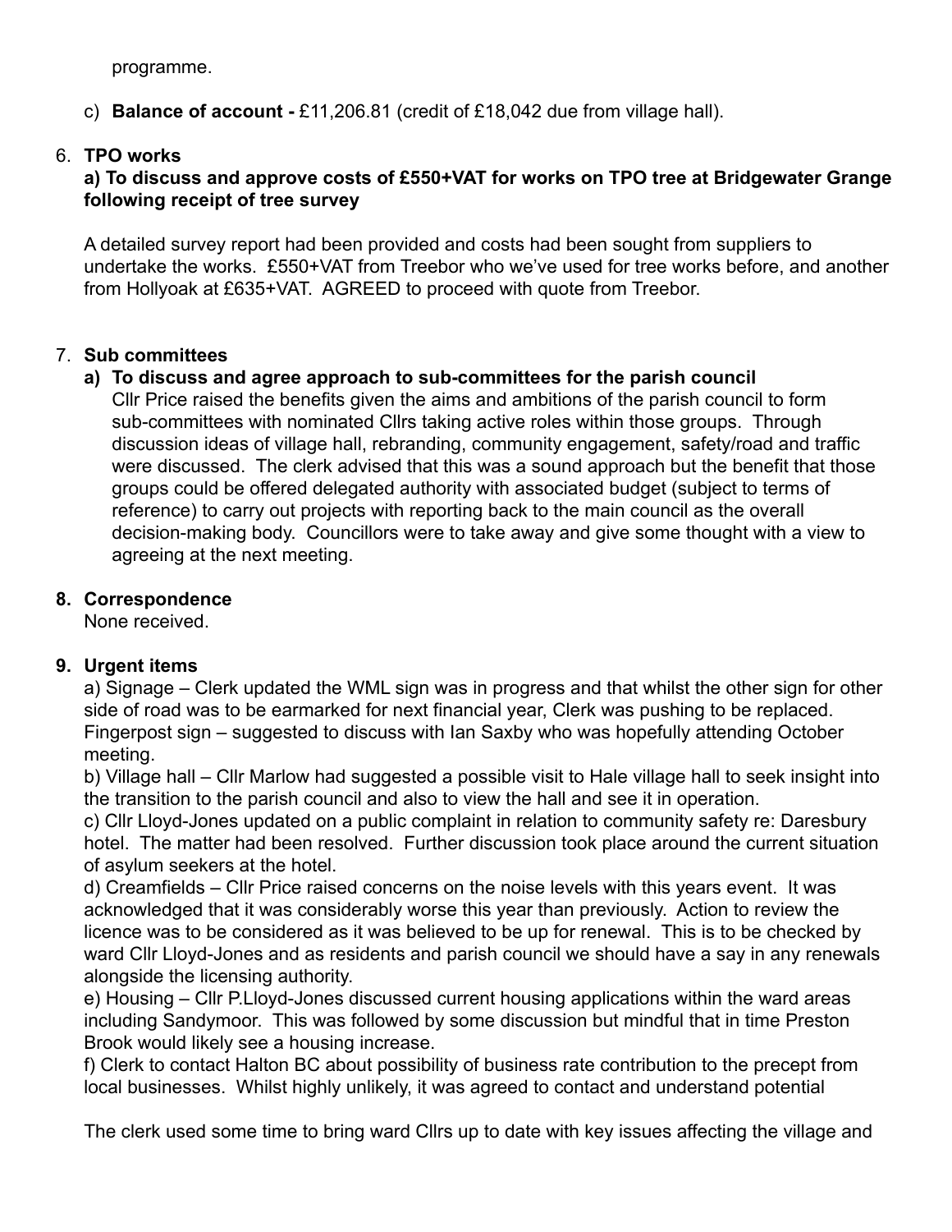programme.

c) **Balance of account -** £11,206.81 (credit of £18,042 due from village hall).

6. **TPO works**

   **a) To discuss and approve costs of £550+VAT for works on TPO tree at Bridgewater Grange following receipt of tree survey**

   A detailed survey report had been provided and costs had been sought from suppliers to undertake the works. £550+VAT from Treebor who we've used for tree works before, and another from Hollyoak at £635+VAT. AGREED to proceed with quote from Treebor.

7. **Sub committees**

   **a) To discuss and agree approach to sub-committees for the parish council**

   Cllr Price raised the benefits given the aims and ambitions of the parish council to form sub-committees with nominated Cllrs taking active roles within those groups. Through discussion ideas of village hall, rebranding, community engagement, safety/road and traffic were discussed. The clerk advised that this was a sound approach but the benefit that those groups could be offered delegated authority with associated budget (subject to terms of reference) to carry out projects with reporting back to the main council as the overall decision-making body. Councillors were to take away and give some thought with a view to agreeing at the next meeting.

8. **Correspondence**

   None received.

9. **Urgent items**

   a) Signage – Clerk updated the WML sign was in progress and that whilst the other sign for other side of road was to be earmarked for next financial year, Clerk was pushing to be replaced. Fingerpost sign – suggested to discuss with Ian Saxby who was hopefully attending October meeting.

   b) Village hall – Cllr Marlow had suggested a possible visit to Hale village hall to seek insight into the transition to the parish council and also to view the hall and see it in operation.

   c) Cllr Lloyd-Jones updated on a public complaint in relation to community safety re: Daresbury hotel. The matter had been resolved. Further discussion took place around the current situation of asylum seekers at the hotel.

   d) Creamfields – Cllr Price raised concerns on the noise levels with this years event. It was acknowledged that it was considerably worse this year than previously. Action to review the licence was to be considered as it was believed to be up for renewal. This is to be checked by ward Cllr Lloyd-Jones and as residents and parish council we should have a say in any renewals alongside the licensing authority.

   e) Housing – Cllr P.Lloyd-Jones discussed current housing applications within the ward areas including Sandymoor. This was followed by some discussion but mindful that in time Preston Brook would likely see a housing increase.

   f) Clerk to contact Halton BC about possibility of business rate contribution to the precept from local businesses. Whilst highly unlikely, it was agreed to contact and understand potential

   The clerk used some time to bring ward Cllrs up to date with key issues affecting the village and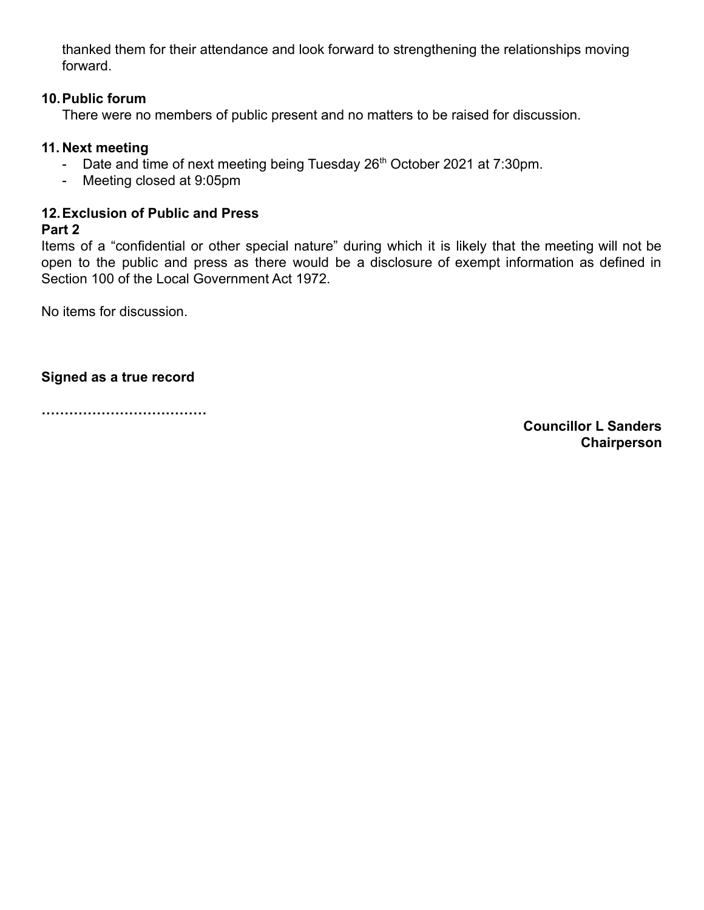thanked them for their attendance and look forward to strengthening the relationships moving forward.

**10. Public forum**

There were no members of public present and no matters to be raised for discussion.

**11. Next meeting**

- Date and time of next meeting being Tuesday 26th October 2021 at 7:30pm.
- Meeting closed at 9:05pm

**12. Exclusion of Public and Press**

**Part 2**

Items of a "confidential or other special nature" during which it is likely that the meeting will not be open to the public and press as there would be a disclosure of exempt information as defined in Section 100 of the Local Government Act 1972.

No items for discussion.

**Signed as a true record**

**………………………………**

**Councillor L Sanders**
**Chairperson**